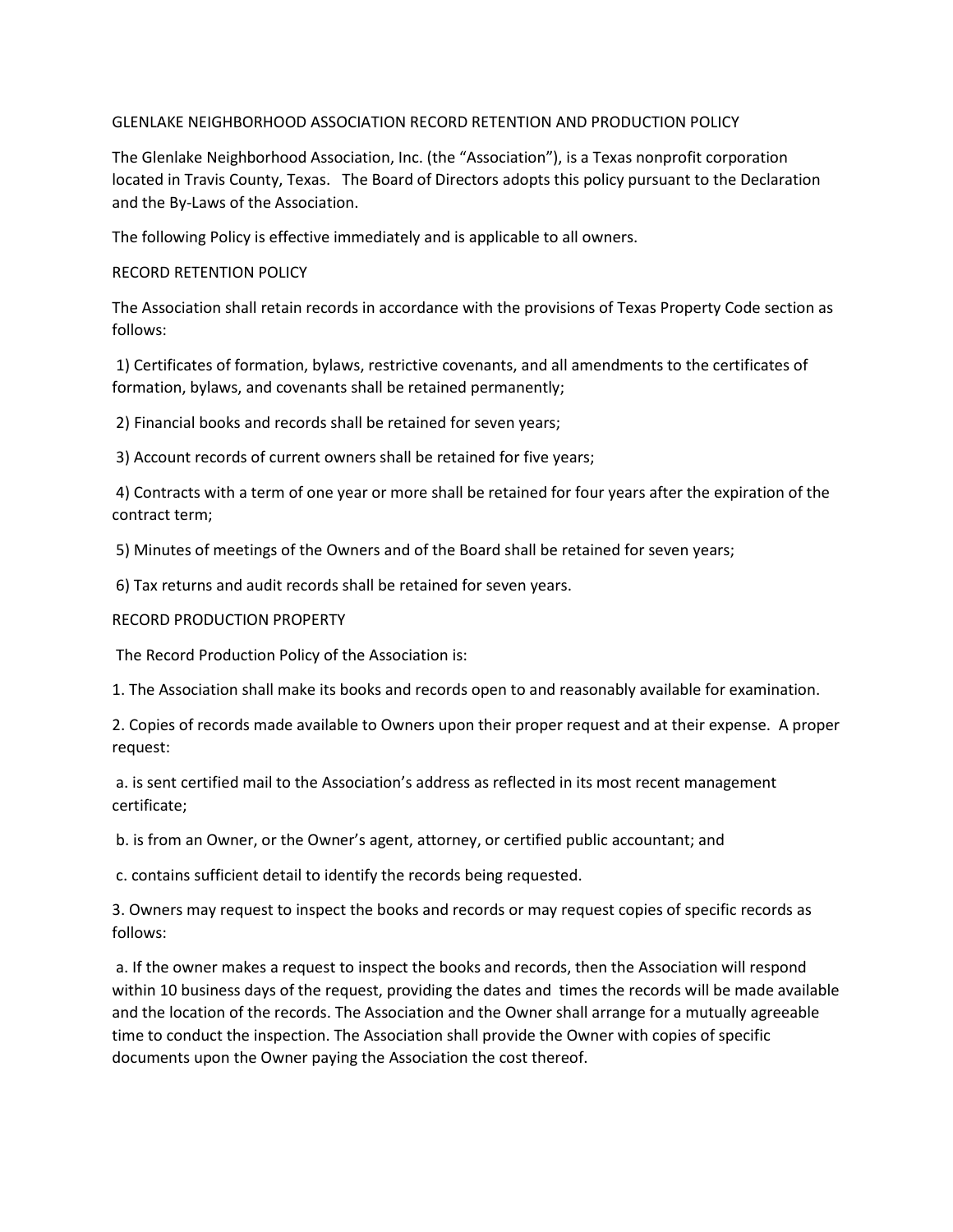# GLENLAKE NEIGHBORHOOD ASSOCIATION RECORD RETENTION AND PRODUCTION POLICY

The Glenlake Neighborhood Association, Inc. (the "Association"), is a Texas nonprofit corporation located in Travis County, Texas. The Board of Directors adopts this policy pursuant to the Declaration and the By-Laws of the Association.

The following Policy is effective immediately and is applicable to all owners.

## RECORD RETENTION POLICY

The Association shall retain records in accordance with the provisions of Texas Property Code section as follows:

1) Certificates of formation, bylaws, restrictive covenants, and all amendments to the certificates of formation, bylaws, and covenants shall be retained permanently;

2) Financial books and records shall be retained for seven years;

3) Account records of current owners shall be retained for five years;

4) Contracts with a term of one year or more shall be retained for four years after the expiration of the contract term;

5) Minutes of meetings of the Owners and of the Board shall be retained for seven years;

6) Tax returns and audit records shall be retained for seven years.

## RECORD PRODUCTION PROPERTY

The Record Production Policy of the Association is:

1. The Association shall make its books and records open to and reasonably available for examination.

2. Copies of records made available to Owners upon their proper request and at their expense. A proper request:

   a. is sent certified mail to the Association's address as reflected in its most recent management certificate;

   b. is from an Owner, or the Owner's agent, attorney, or certified public accountant; and

   c. contains sufficient detail to identify the records being requested.

3. Owners may request to inspect the books and records or may request copies of specific records as follows:

   a. If the owner makes a request to inspect the books and records, then the Association will respond within 10 business days of the request, providing the dates and times the records will be made available and the location of the records. The Association and the Owner shall arrange for a mutually agreeable time to conduct the inspection. The Association shall provide the Owner with copies of specific documents upon the Owner paying the Association the cost thereof.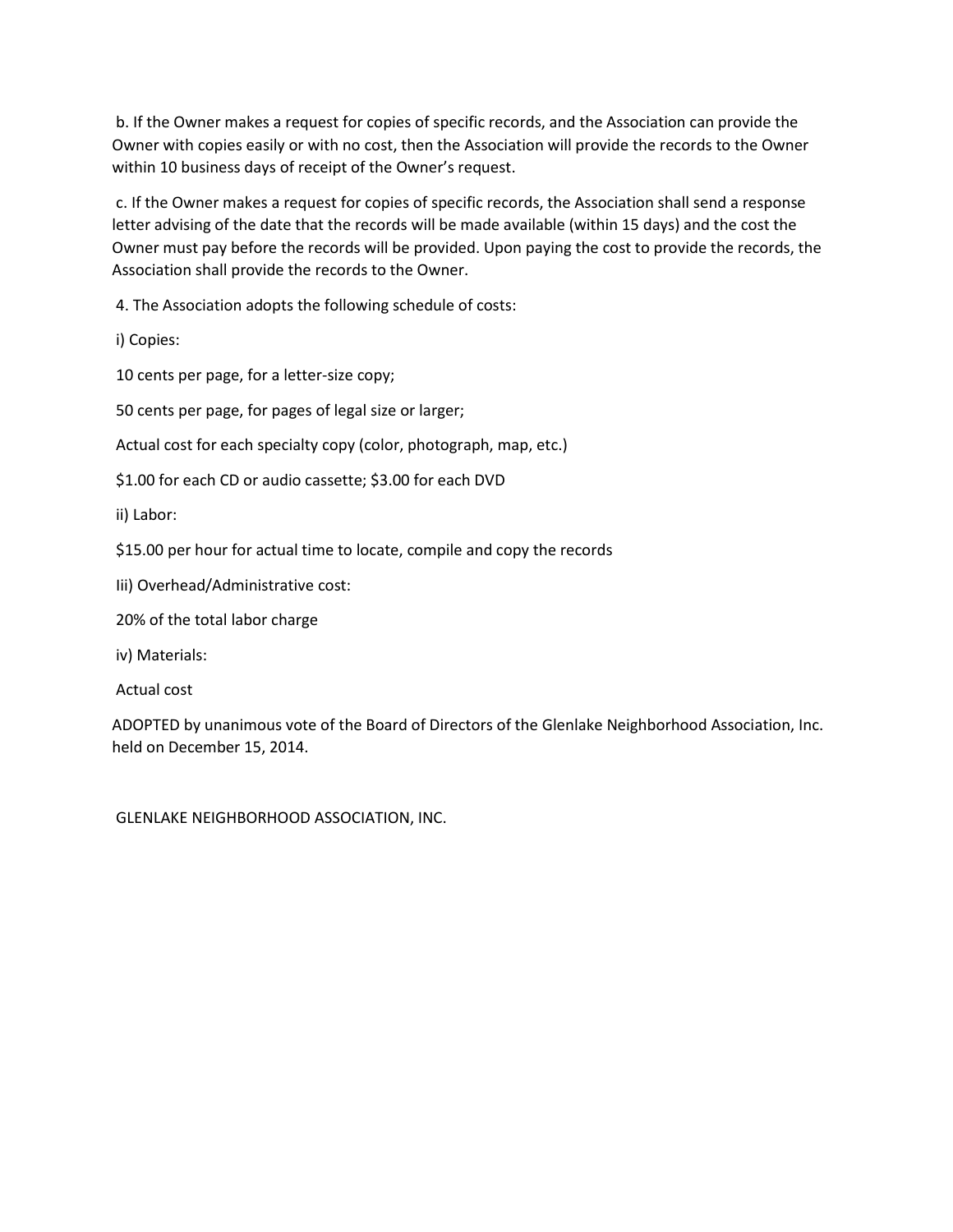b. If the Owner makes a request for copies of specific records, and the Association can provide the Owner with copies easily or with no cost, then the Association will provide the records to the Owner within 10 business days of receipt of the Owner's request.

c. If the Owner makes a request for copies of specific records, the Association shall send a response letter advising of the date that the records will be made available (within 15 days) and the cost the Owner must pay before the records will be provided. Upon paying the cost to provide the records, the Association shall provide the records to the Owner.

4. The Association adopts the following schedule of costs:

i) Copies:

10 cents per page, for a letter-size copy;

50 cents per page, for pages of legal size or larger;

Actual cost for each specialty copy (color, photograph, map, etc.)

$1.00 for each CD or audio cassette; $3.00 for each DVD

ii) Labor:

$15.00 per hour for actual time to locate, compile and copy the records

Iii) Overhead/Administrative cost:

20% of the total labor charge

iv) Materials:

Actual cost

ADOPTED by unanimous vote of the Board of Directors of the Glenlake Neighborhood Association, Inc. held on December 15, 2014.

GLENLAKE NEIGHBORHOOD ASSOCIATION, INC.